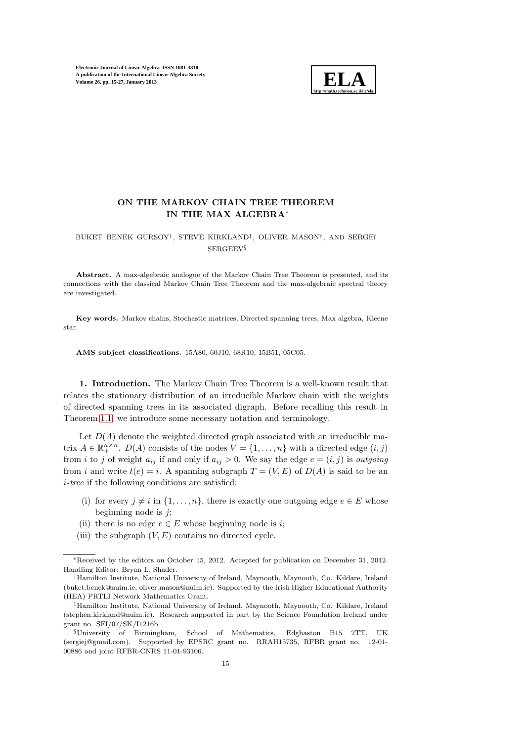# ON THE MARKOV CHAIN TREE THEOREM IN THE MAX ALGEBRA*

BUKET BENEK GURSOY†, STEVE KIRKLAND‡, OLIVER MASON†, AND SERGEĬ SERGEEV§

**Abstract.** A max-algebraic analogue of the Markov Chain Tree Theorem is presented, and its connections with the classical Markov Chain Tree Theorem and the max-algebraic spectral theory are investigated.

**Key words.** Markov chains, Stochastic matrices, Directed spanning trees, Max algebra, Kleene star.

**AMS subject classifications.** 15A80, 60J10, 68R10, 15B51, 05C05.

**1. Introduction.** The Markov Chain Tree Theorem is a well-known result that relates the stationary distribution of an irreducible Markov chain with the weights of directed spanning trees in its associated digraph. Before recalling this result in Theorem 1.1, we introduce some necessary notation and terminology.

Let $D(A)$ denote the weighted directed graph associated with an irreducible matrix $A \in \mathbb{R}_+^{n \times n}$. $D(A)$ consists of the nodes $V = \{1, \dots, n\}$ with a directed edge $(i, j)$ from $i$ to $j$ of weight $a_{ij}$ if and only if $a_{ij} > 0$. We say the edge $e = (i, j)$ is *outgoing* from $i$ and write $t(e) = i$. A spanning subgraph $T = (V, E)$ of $D(A)$ is said to be an $i$*-tree* if the following conditions are satisfied:

(i) for every $j \neq i$ in $\{1, \dots, n\}$, there is exactly one outgoing edge $e \in E$ whose beginning node is $j$;
(ii) there is no edge $e \in E$ whose beginning node is $i$;
(iii) the subgraph $(V, E)$ contains no directed cycle.

---

*Received by the editors on October 15, 2012. Accepted for publication on December 31, 2012. Handling Editor: Bryan L. Shader.

†Hamilton Institute, National University of Ireland, Maynooth, Maynooth, Co. Kildare, Ireland (buket.benek@nuim.ie, oliver.mason@nuim.ie). Supported by the Irish Higher Educational Authority (HEA) PRTLI Network Mathematics Grant.

‡Hamilton Institute, National University of Ireland, Maynooth, Maynooth, Co. Kildare, Ireland (stephen.kirkland@nuim.ie). Research supported in part by the Science Foundation Ireland under grant no. SFI/07/SK/I1216b.

§University of Birmingham, School of Mathematics, Edgbaston B15 2TT, UK (sergiej@gmail.com). Supported by EPSRC grant no. RRAH15735, RFBR grant no. 12-01-00886 and joint RFBR-CNRS 11-01-93106.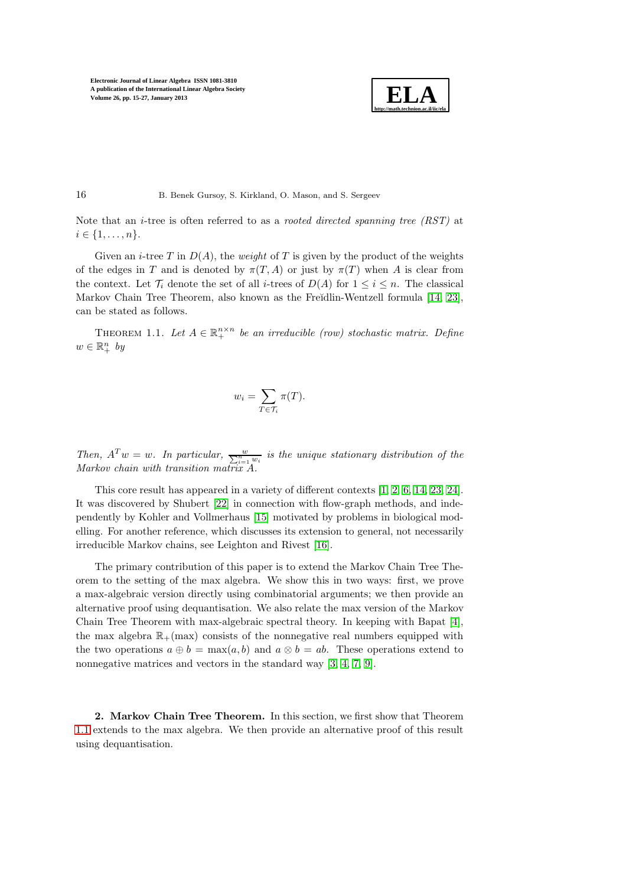Note that an $i$-tree is often referred to as a *rooted directed spanning tree (RST)* at $i \in \{1, \ldots, n\}$.

Given an $i$-tree $T$ in $D(A)$, the *weight* of $T$ is given by the product of the weights of the edges in $T$ and is denoted by $\pi(T, A)$ or just by $\pi(T)$ when $A$ is clear from the context. Let $\mathcal{T}_i$ denote the set of all $i$-trees of $D(A)$ for $1 \leq i \leq n$. The classical Markov Chain Tree Theorem, also known as the Freĭdlin-Wentzell formula [14, 23], can be stated as follows.

Theorem 1.1. *Let $A \in \mathbb{R}_+^{n \times n}$ be an irreducible (row) stochastic matrix. Define $w \in \mathbb{R}_+^n$ by*

$$w_i = \sum_{T \in \mathcal{T}_i} \pi(T).$$

*Then, $A^T w = w$. In particular, $\frac{w}{\sum_{i=1}^n w_i}$ is the unique stationary distribution of the Markov chain with transition matrix $A$.*

This core result has appeared in a variety of different contexts [1, 2, 6, 14, 23, 24]. It was discovered by Shubert [22] in connection with flow-graph methods, and independently by Kohler and Vollmerhaus [15] motivated by problems in biological modelling. For another reference, which discusses its extension to general, not necessarily irreducible Markov chains, see Leighton and Rivest [16].

The primary contribution of this paper is to extend the Markov Chain Tree Theorem to the setting of the max algebra. We show this in two ways: first, we prove a max-algebraic version directly using combinatorial arguments; we then provide an alternative proof using dequantisation. We also relate the max version of the Markov Chain Tree Theorem with max-algebraic spectral theory. In keeping with Bapat [4], the max algebra $\mathbb{R}_+(\max)$ consists of the nonnegative real numbers equipped with the two operations $a \oplus b = \max(a, b)$ and $a \otimes b = ab$. These operations extend to nonnegative matrices and vectors in the standard way [3, 4, 7, 9].

## 2. Markov Chain Tree Theorem.

In this section, we first show that Theorem 1.1 extends to the max algebra. We then provide an alternative proof of this result using dequantisation.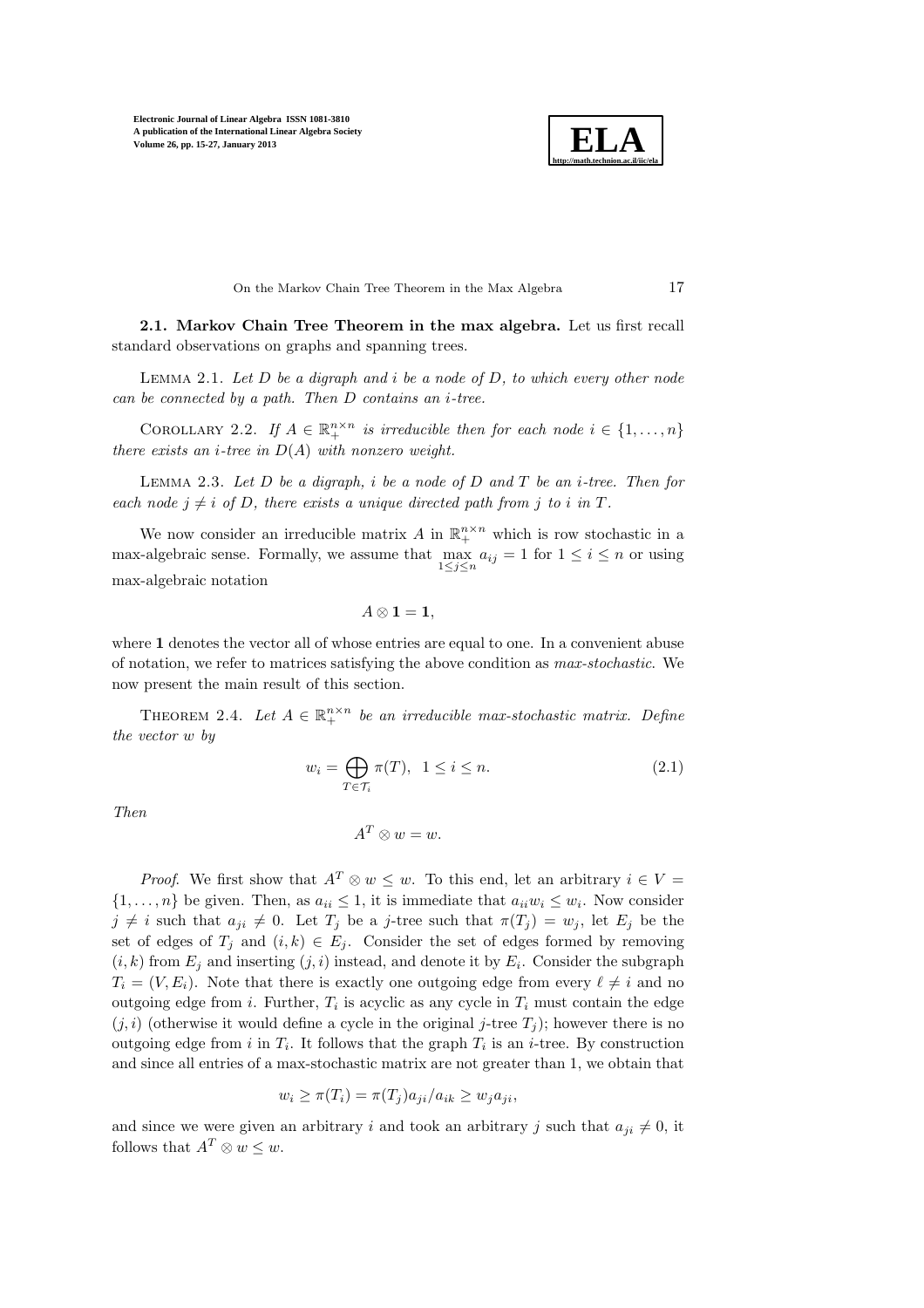**2.1. Markov Chain Tree Theorem in the max algebra.** Let us first recall standard observations on graphs and spanning trees.

Lemma 2.1. *Let $D$ be a digraph and $i$ be a node of $D$, to which every other node can be connected by a path. Then $D$ contains an $i$-tree.*

Corollary 2.2. *If $A \in \mathbb{R}_+^{n \times n}$ is irreducible then for each node $i \in \{1, \ldots, n\}$ there exists an $i$-tree in $D(A)$ with nonzero weight.*

Lemma 2.3. *Let $D$ be a digraph, $i$ be a node of $D$ and $T$ be an $i$-tree. Then for each node $j \neq i$ of $D$, there exists a unique directed path from $j$ to $i$ in $T$.*

We now consider an irreducible matrix $A$ in $\mathbb{R}_+^{n \times n}$ which is row stochastic in a max-algebraic sense. Formally, we assume that $\max_{1 \leq j \leq n} a_{ij} = 1$ for $1 \leq i \leq n$ or using max-algebraic notation

$$A \otimes \mathbf{1} = \mathbf{1},$$

where $\mathbf{1}$ denotes the vector all of whose entries are equal to one. In a convenient abuse of notation, we refer to matrices satisfying the above condition as *max-stochastic*. We now present the main result of this section.

Theorem 2.4. *Let $A \in \mathbb{R}_+^{n \times n}$ be an irreducible max-stochastic matrix. Define the vector $w$ by*

$$w_i = \bigoplus_{T \in \mathcal{T}_i} \pi(T), \quad 1 \leq i \leq n. \tag{2.1}$$

*Then*

$$A^T \otimes w = w.$$

*Proof.* We first show that $A^T \otimes w \leq w$. To this end, let an arbitrary $i \in V = \{1, \ldots, n\}$ be given. Then, as $a_{ii} \leq 1$, it is immediate that $a_{ii} w_i \leq w_i$. Now consider $j \neq i$ such that $a_{ji} \neq 0$. Let $T_j$ be a $j$-tree such that $\pi(T_j) = w_j$, let $E_j$ be the set of edges of $T_j$ and $(i, k) \in E_j$. Consider the set of edges formed by removing $(i, k)$ from $E_j$ and inserting $(j, i)$ instead, and denote it by $E_i$. Consider the subgraph $T_i = (V, E_i)$. Note that there is exactly one outgoing edge from every $\ell \neq i$ and no outgoing edge from $i$. Further, $T_i$ is acyclic as any cycle in $T_i$ must contain the edge $(j, i)$ (otherwise it would define a cycle in the original $j$-tree $T_j$); however there is no outgoing edge from $i$ in $T_i$. It follows that the graph $T_i$ is an $i$-tree. By construction and since all entries of a max-stochastic matrix are not greater than 1, we obtain that

$$w_i \geq \pi(T_i) = \pi(T_j) a_{ji} / a_{ik} \geq w_j a_{ji},$$

and since we were given an arbitrary $i$ and took an arbitrary $j$ such that $a_{ji} \neq 0$, it follows that $A^T \otimes w \leq w$.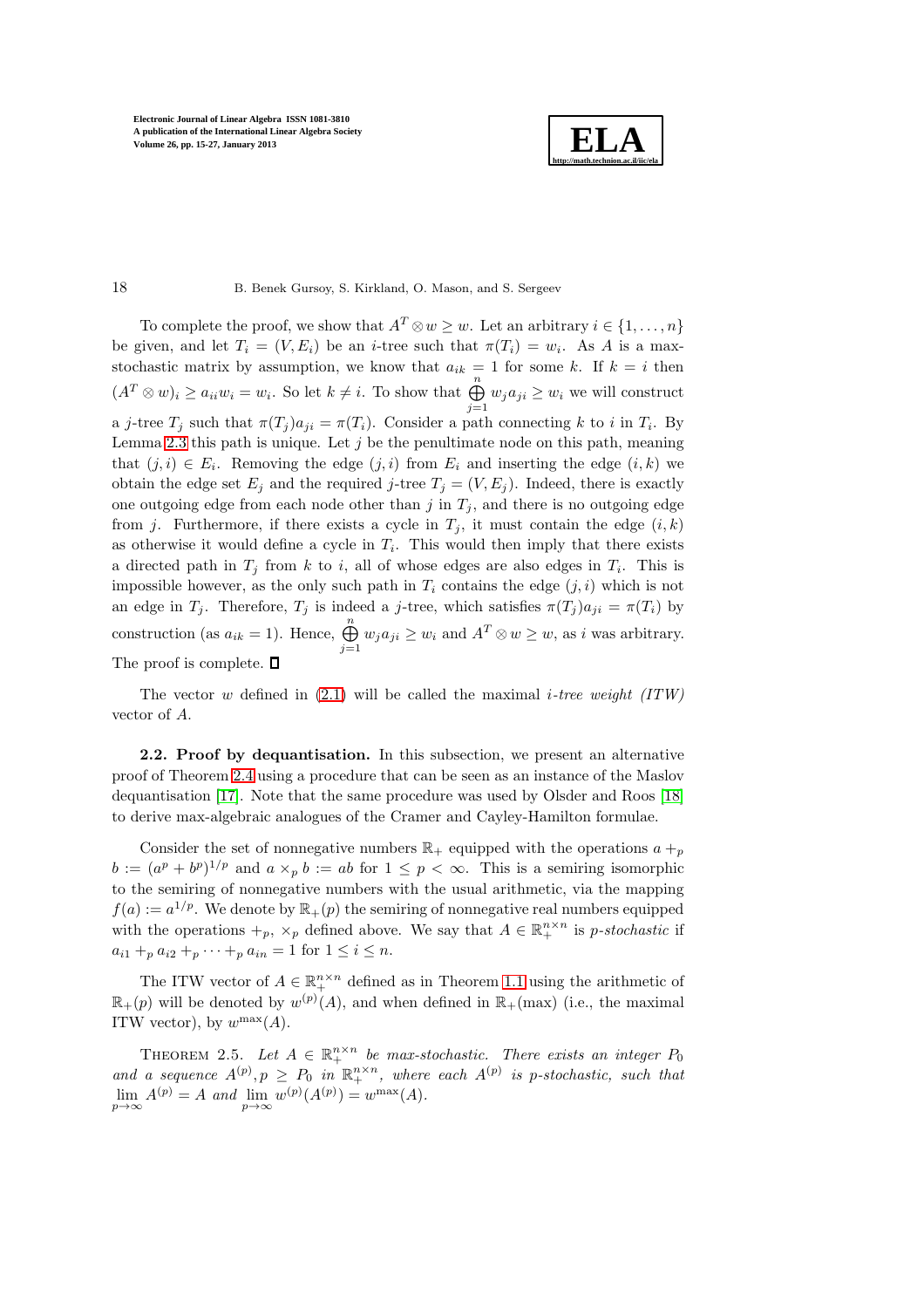To complete the proof, we show that $A^T \otimes w \geq w$. Let an arbitrary $i \in \{1, \ldots, n\}$ be given, and let $T_i = (V, E_i)$ be an $i$-tree such that $\pi(T_i) = w_i$. As $A$ is a max-stochastic matrix by assumption, we know that $a_{ik} = 1$ for some $k$. If $k = i$ then $(A^T \otimes w)_i \geq a_{ii} w_i = w_i$. So let $k \neq i$. To show that $\bigoplus_{j=1}^{n} w_j a_{ji} \geq w_i$ we will construct a $j$-tree $T_j$ such that $\pi(T_j) a_{ji} = \pi(T_i)$. Consider a path connecting $k$ to $i$ in $T_i$. By Lemma 2.3 this path is unique. Let $j$ be the penultimate node on this path, meaning that $(j, i) \in E_i$. Removing the edge $(j, i)$ from $E_i$ and inserting the edge $(i, k)$ we obtain the edge set $E_j$ and the required $j$-tree $T_j = (V, E_j)$. Indeed, there is exactly one outgoing edge from each node other than $j$ in $T_j$, and there is no outgoing edge from $j$. Furthermore, if there exists a cycle in $T_j$, it must contain the edge $(i, k)$ as otherwise it would define a cycle in $T_i$. This would then imply that there exists a directed path in $T_j$ from $k$ to $i$, all of whose edges are also edges in $T_i$. This is impossible however, as the only such path in $T_i$ contains the edge $(j, i)$ which is not an edge in $T_j$. Therefore, $T_j$ is indeed a $j$-tree, which satisfies $\pi(T_j) a_{ji} = \pi(T_i)$ by construction (as $a_{ik} = 1$). Hence, $\bigoplus_{j=1}^{n} w_j a_{ji} \geq w_i$ and $A^T \otimes w \geq w$, as $i$ was arbitrary. The proof is complete. $\square$

The vector $w$ defined in (2.1) will be called the maximal *$i$-tree weight (ITW)* vector of $A$.

**2.2. Proof by dequantisation.** In this subsection, we present an alternative proof of Theorem 2.4 using a procedure that can be seen as an instance of the Maslov dequantisation [17]. Note that the same procedure was used by Olsder and Roos [18] to derive max-algebraic analogues of the Cramer and Cayley-Hamilton formulae.

Consider the set of nonnegative numbers $\mathbb{R}_+$ equipped with the operations $a +_p b := (a^p + b^p)^{1/p}$ and $a \times_p b := ab$ for $1 \leq p < \infty$. This is a semiring isomorphic to the semiring of nonnegative numbers with the usual arithmetic, via the mapping $f(a) := a^{1/p}$. We denote by $\mathbb{R}_+(p)$ the semiring of nonnegative real numbers equipped with the operations $+_p$, $\times_p$ defined above. We say that $A \in \mathbb{R}_+^{n \times n}$ is *$p$-stochastic* if $a_{i1} +_p a_{i2} +_p \cdots +_p a_{in} = 1$ for $1 \leq i \leq n$.

The ITW vector of $A \in \mathbb{R}_+^{n \times n}$ defined as in Theorem 1.1 using the arithmetic of $\mathbb{R}_+(p)$ will be denoted by $w^{(p)}(A)$, and when defined in $\mathbb{R}_+(\max)$ (i.e., the maximal ITW vector), by $w^{\max}(A)$.

THEOREM 2.5. *Let $A \in \mathbb{R}_+^{n \times n}$ be max-stochastic. There exists an integer $P_0$ and a sequence $A^{(p)}, p \geq P_0$ in $\mathbb{R}_+^{n \times n}$, where each $A^{(p)}$ is $p$-stochastic, such that $\lim_{p \to \infty} A^{(p)} = A$ and $\lim_{p \to \infty} w^{(p)}(A^{(p)}) = w^{\max}(A)$.*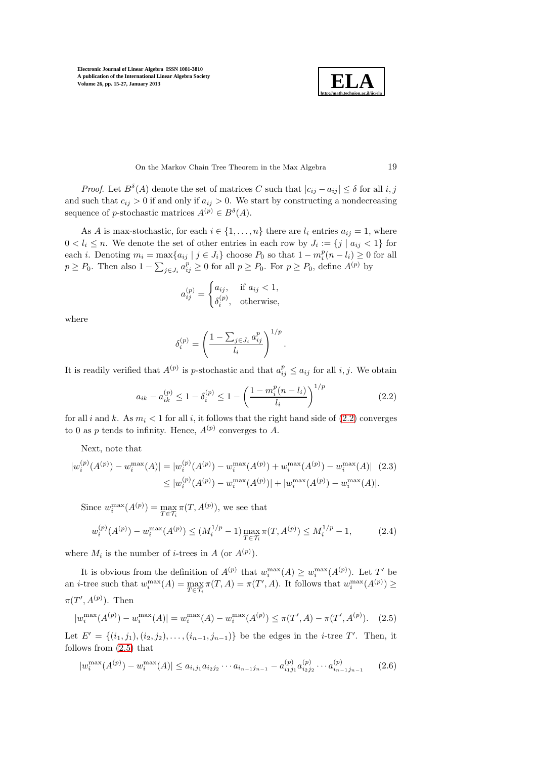*Proof*. Let $B^\delta(A)$ denote the set of matrices $C$ such that $|c_{ij} - a_{ij}| \le \delta$ for all $i, j$ and such that $c_{ij} > 0$ if and only if $a_{ij} > 0$. We start by constructing a nondecreasing sequence of $p$-stochastic matrices $A^{(p)} \in B^\delta(A)$.

As $A$ is max-stochastic, for each $i \in \{1, \dots, n\}$ there are $l_i$ entries $a_{ij} = 1$, where $0 < l_i \le n$. We denote the set of other entries in each row by $J_i := \{j \mid a_{ij} < 1\}$ for each $i$. Denoting $m_i = \max\{a_{ij} \mid j \in J_i\}$ choose $P_0$ so that $1 - m_i^p(n - l_i) \ge 0$ for all $p \ge P_0$. Then also $1 - \sum_{j \in J_i} a_{ij}^p \ge 0$ for all $p \ge P_0$. For $p \ge P_0$, define $A^{(p)}$ by

$$
a_{ij}^{(p)} = \begin{cases} a_{ij}, & \text{if } a_{ij} < 1, \\ \delta_i^{(p)}, & \text{otherwise,} \end{cases}
$$

where

$$
\delta_i^{(p)} = \left( \frac{1 - \sum_{j \in J_i} a_{ij}^p}{l_i} \right)^{1/p}.
$$

It is readily verified that $A^{(p)}$ is $p$-stochastic and that $a_{ij}^p \le a_{ij}$ for all $i, j$. We obtain

$$
a_{ik} - a_{ik}^{(p)} \le 1 - \delta_i^{(p)} \le 1 - \left( \frac{1 - m_i^p(n - l_i)}{l_i} \right)^{1/p} \tag{2.2}
$$

for all $i$ and $k$. As $m_i < 1$ for all $i$, it follows that the right hand side of (2.2) converges to 0 as $p$ tends to infinity. Hence, $A^{(p)}$ converges to $A$.

Next, note that

$$
\begin{aligned}
|w_i^{(p)}(A^{(p)}) - w_i^{\max}(A)| &= |w_i^{(p)}(A^{(p)}) - w_i^{\max}(A^{(p)}) + w_i^{\max}(A^{(p)}) - w_i^{\max}(A)| \qquad (2.3)\\
&\le |w_i^{(p)}(A^{(p)}) - w_i^{\max}(A^{(p)})| + |w_i^{\max}(A^{(p)}) - w_i^{\max}(A)|.
\end{aligned}
$$

Since $w_i^{\max}(A^{(p)}) = \max_{T \in \mathcal{T}_i} \pi(T, A^{(p)})$, we see that

$$
w_i^{(p)}(A^{(p)}) - w_i^{\max}(A^{(p)}) \le (M_i^{1/p} - 1) \max_{T \in \mathcal{T}_i} \pi(T, A^{(p)}) \le M_i^{1/p} - 1, \tag{2.4}
$$

where $M_i$ is the number of $i$-trees in $A$ (or $A^{(p)}$).

It is obvious from the definition of $A^{(p)}$ that $w_i^{\max}(A) \ge w_i^{\max}(A^{(p)})$. Let $T'$ be an $i$-tree such that $w_i^{\max}(A) = \max_{T \in \mathcal{T}_i} \pi(T, A) = \pi(T', A)$. It follows that $w_i^{\max}(A^{(p)}) \ge \pi(T', A^{(p)})$. Then

$$
|w_i^{\max}(A^{(p)}) - w_i^{\max}(A)| = w_i^{\max}(A) - w_i^{\max}(A^{(p)}) \le \pi(T', A) - \pi(T', A^{(p)}). \tag{2.5}
$$

Let $E' = \{(i_1, j_1), (i_2, j_2), \dots, (i_{n-1}, j_{n-1})\}$ be the edges in the $i$-tree $T'$. Then, it follows from (2.5) that

$$
|w_i^{\max}(A^{(p)}) - w_i^{\max}(A)| \le a_{i_1 j_1} a_{i_2 j_2} \cdots a_{i_{n-1} j_{n-1}} - a_{i_1 j_1}^{(p)} a_{i_2 j_2}^{(p)} \cdots a_{i_{n-1} j_{n-1}}^{(p)} \tag{2.6}
$$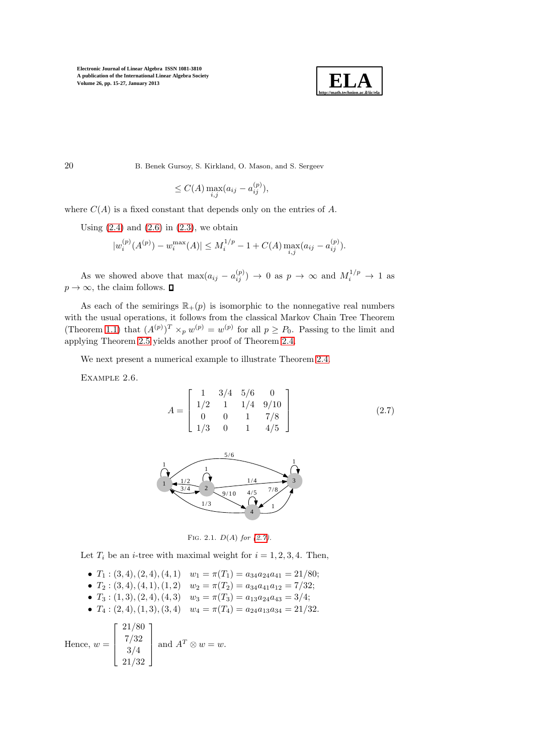$$\leq C(A) \max_{i,j}(a_{ij} - a_{ij}^{(p)}),$$

where $C(A)$ is a fixed constant that depends only on the entries of $A$.

Using (2.4) and (2.6) in (2.3), we obtain

$$|w_i^{(p)}(A^{(p)}) - w_i^{\max}(A)| \leq M_i^{1/p} - 1 + C(A) \max_{i,j}(a_{ij} - a_{ij}^{(p)}).$$

As we showed above that $\max(a_{ij} - a_{ij}^{(p)}) \to 0$ as $p \to \infty$ and $M_i^{1/p} \to 1$ as $p \to \infty$, the claim follows. □

As each of the semirings $\mathbb{R}_+(p)$ is isomorphic to the nonnegative real numbers with the usual operations, it follows from the classical Markov Chain Tree Theorem (Theorem 1.1) that $(A^{(p)})^T \times_p w^{(p)} = w^{(p)}$ for all $p \geq P_0$. Passing to the limit and applying Theorem 2.5 yields another proof of Theorem 2.4.

We next present a numerical example to illustrate Theorem 2.4.

Example 2.6.

$$A = \begin{bmatrix} 1 & 3/4 & 5/6 & 0 \\ 1/2 & 1 & 1/4 & 9/10 \\ 0 & 0 & 1 & 7/8 \\ 1/3 & 0 & 1 & 4/5 \end{bmatrix} \tag{2.7}$$

Fig. 2.1. $D(A)$ for (2.7).

Let $T_i$ be an $i$-tree with maximal weight for $i = 1, 2, 3, 4$. Then,

- $T_1 : (3,4), (2,4), (4,1)$ $\quad w_1 = \pi(T_1) = a_{34}a_{24}a_{41} = 21/80;$
- $T_2 : (3,4), (4,1), (1,2)$ $\quad w_2 = \pi(T_2) = a_{34}a_{41}a_{12} = 7/32;$
- $T_3 : (1,3), (2,4), (4,3)$ $\quad w_3 = \pi(T_3) = a_{13}a_{24}a_{43} = 3/4;$
- $T_4 : (2,4), (1,3), (3,4)$ $\quad w_4 = \pi(T_4) = a_{24}a_{13}a_{34} = 21/32.$

Hence, $w = \begin{bmatrix} 21/80 \\ 7/32 \\ 3/4 \\ 21/32 \end{bmatrix}$ and $A^T \otimes w = w$.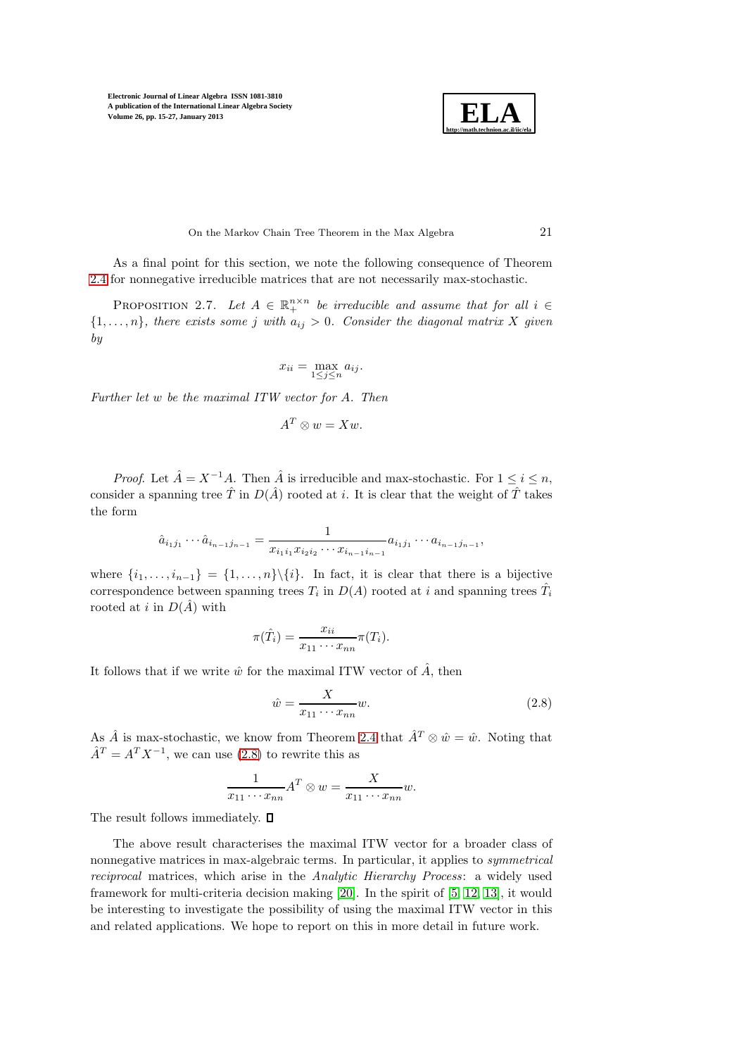As a final point for this section, we note the following consequence of Theorem 2.4 for nonnegative irreducible matrices that are not necessarily max-stochastic.

Proposition 2.7. *Let $A \in \mathbb{R}_+^{n\times n}$ be irreducible and assume that for all $i \in \{1,\dots,n\}$, there exists some $j$ with $a_{ij} > 0$. Consider the diagonal matrix $X$ given by*

$$x_{ii} = \max_{1\leq j\leq n} a_{ij}.$$

*Further let $w$ be the maximal ITW vector for $A$. Then*

$$A^T \otimes w = Xw.$$

*Proof.* Let $\hat{A} = X^{-1}A$. Then $\hat{A}$ is irreducible and max-stochastic. For $1 \leq i \leq n$, consider a spanning tree $\hat{T}$ in $D(\hat{A})$ rooted at $i$. It is clear that the weight of $\hat{T}$ takes the form

$$\hat{a}_{i_1j_1}\cdots\hat{a}_{i_{n-1}j_{n-1}} = \frac{1}{x_{i_1i_1}x_{i_2i_2}\cdots x_{i_{n-1}i_{n-1}}} a_{i_1j_1}\cdots a_{i_{n-1}j_{n-1}},$$

where $\{i_1,\dots,i_{n-1}\} = \{1,\dots,n\}\backslash\{i\}$. In fact, it is clear that there is a bijective correspondence between spanning trees $T_i$ in $D(A)$ rooted at $i$ and spanning trees $\hat{T}_i$ rooted at $i$ in $D(\hat{A})$ with

$$\pi(\hat{T}_i) = \frac{x_{ii}}{x_{11}\cdots x_{nn}}\pi(T_i).$$

It follows that if we write $\hat{w}$ for the maximal ITW vector of $\hat{A}$, then

$$\hat{w} = \frac{X}{x_{11}\cdots x_{nn}} w. \tag{2.8}$$

As $\hat{A}$ is max-stochastic, we know from Theorem 2.4 that $\hat{A}^T \otimes \hat{w} = \hat{w}$. Noting that $\hat{A}^T = A^T X^{-1}$, we can use (2.8) to rewrite this as

$$\frac{1}{x_{11}\cdots x_{nn}} A^T \otimes w = \frac{X}{x_{11}\cdots x_{nn}} w.$$

The result follows immediately. ∎

The above result characterises the maximal ITW vector for a broader class of nonnegative matrices in max-algebraic terms. In particular, it applies to *symmetrical reciprocal* matrices, which arise in the *Analytic Hierarchy Process*: a widely used framework for multi-criteria decision making [20]. In the spirit of [5, 12, 13], it would be interesting to investigate the possibility of using the maximal ITW vector in this and related applications. We hope to report on this in more detail in future work.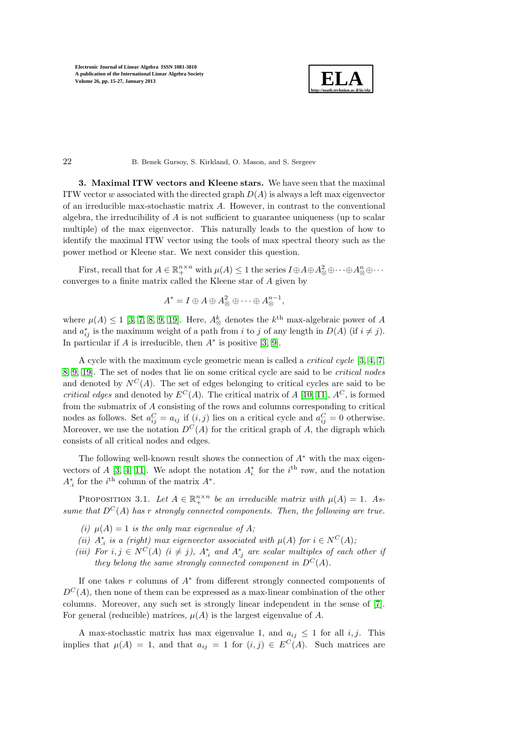**3. Maximal ITW vectors and Kleene stars.** We have seen that the maximal ITW vector $w$ associated with the directed graph $D(A)$ is always a left max eigenvector of an irreducible max-stochastic matrix $A$. However, in contrast to the conventional algebra, the irreducibility of $A$ is not sufficient to guarantee uniqueness (up to scalar multiple) of the max eigenvector. This naturally leads to the question of how to identify the maximal ITW vector using the tools of max spectral theory such as the power method or Kleene star. We next consider this question.

First, recall that for $A \in \mathbb{R}_+^{n\times n}$ with $\mu(A) \leq 1$ the series $I \oplus A \oplus A_\otimes^2 \oplus \cdots \oplus A_\otimes^n \oplus \cdots$ converges to a finite matrix called the Kleene star of $A$ given by

$$A^* = I \oplus A \oplus A_\otimes^2 \oplus \cdots \oplus A_\otimes^{n-1},$$

where $\mu(A) \leq 1$ [3, 7, 8, 9, 19]. Here, $A_\otimes^k$ denotes the $k^{\text{th}}$ max-algebraic power of $A$ and $a_{ij}^*$ is the maximum weight of a path from $i$ to $j$ of any length in $D(A)$ (if $i \neq j$). In particular if $A$ is irreducible, then $A^*$ is positive [3, 9].

A cycle with the maximum cycle geometric mean is called a *critical cycle* [3, 4, 7, 8, 9, 19]. The set of nodes that lie on some critical cycle are said to be *critical nodes* and denoted by $N^C(A)$. The set of edges belonging to critical cycles are said to be *critical edges* and denoted by $E^C(A)$. The critical matrix of $A$ [10, 11], $A^C$, is formed from the submatrix of $A$ consisting of the rows and columns corresponding to critical nodes as follows. Set $a_{ij}^C = a_{ij}$ if $(i,j)$ lies on a critical cycle and $a_{ij}^C = 0$ otherwise. Moreover, we use the notation $D^C(A)$ for the critical graph of $A$, the digraph which consists of all critical nodes and edges.

The following well-known result shows the connection of $A^*$ with the max eigenvectors of $A$ [3, 4, 11]. We adopt the notation $A_{i.}^*$ for the $i^{\text{th}}$ row, and the notation $A_{.i}^*$ for the $i^{\text{th}}$ column of the matrix $A^*$.

Proposition 3.1. *Let $A \in \mathbb{R}_+^{n\times n}$ be an irreducible matrix with $\mu(A) = 1$. Assume that $D^C(A)$ has $r$ strongly connected components. Then, the following are true.*

- *(i) $\mu(A) = 1$ is the only max eigenvalue of $A$;*
- *(ii) $A_{.i}^*$ is a (right) max eigenvector associated with $\mu(A)$ for $i \in N^C(A)$;*
- *(iii) For $i, j \in N^C(A)$ $(i \neq j)$, $A_{.i}^*$ and $A_{.j}^*$ are scalar multiples of each other if they belong the same strongly connected component in $D^C(A)$.*

If one takes $r$ columns of $A^*$ from different strongly connected components of $D^C(A)$, then none of them can be expressed as a max-linear combination of the other columns. Moreover, any such set is strongly linear independent in the sense of [7]. For general (reducible) matrices, $\mu(A)$ is the largest eigenvalue of $A$.

A max-stochastic matrix has max eigenvalue 1, and $a_{ij} \leq 1$ for all $i, j$. This implies that $\mu(A) = 1$, and that $a_{ij} = 1$ for $(i,j) \in E^C(A)$. Such matrices are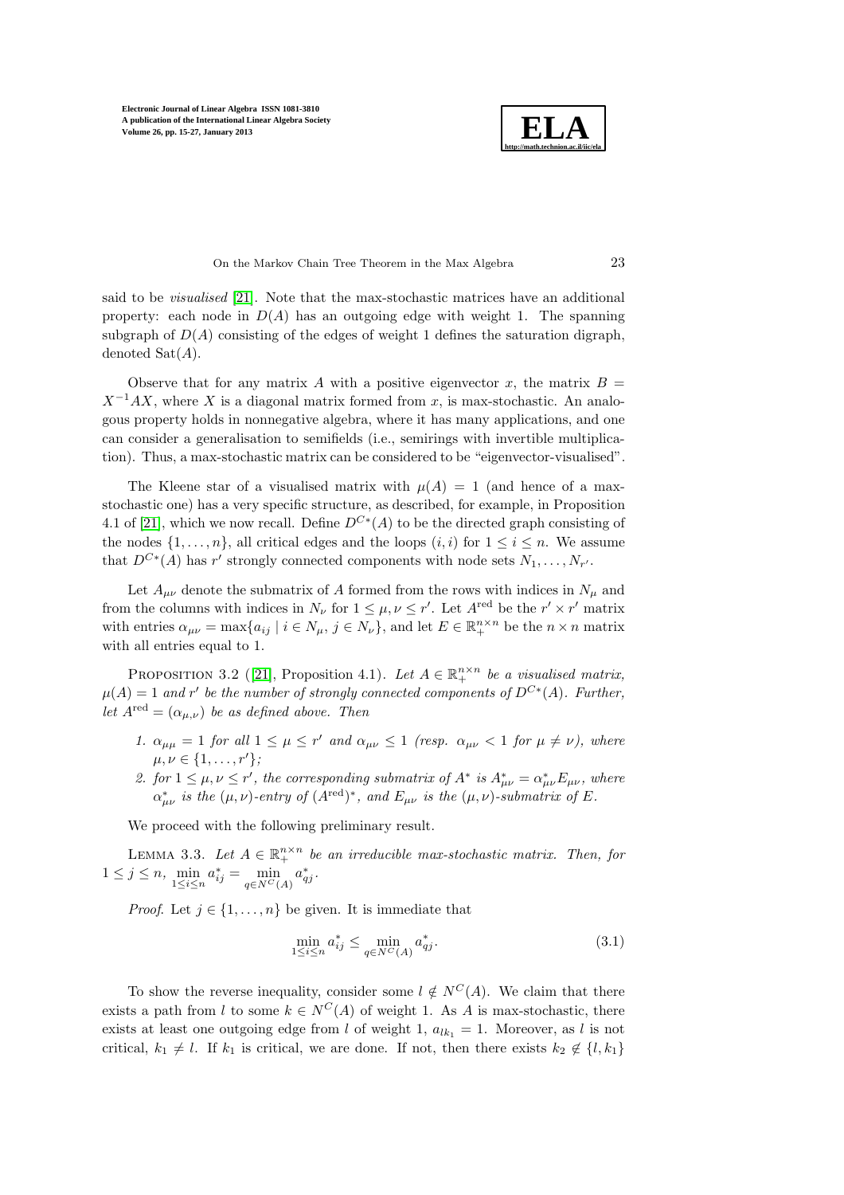said to be *visualised* [21]. Note that the max-stochastic matrices have an additional property: each node in $D(A)$ has an outgoing edge with weight 1. The spanning subgraph of $D(A)$ consisting of the edges of weight 1 defines the saturation digraph, denoted $\text{Sat}(A)$.

Observe that for any matrix $A$ with a positive eigenvector $x$, the matrix $B = X^{-1}AX$, where $X$ is a diagonal matrix formed from $x$, is max-stochastic. An analogous property holds in nonnegative algebra, where it has many applications, and one can consider a generalisation to semifields (i.e., semirings with invertible multiplication). Thus, a max-stochastic matrix can be considered to be "eigenvector-visualised".

The Kleene star of a visualised matrix with $\mu(A) = 1$ (and hence of a max-stochastic one) has a very specific structure, as described, for example, in Proposition 4.1 of [21], which we now recall. Define $D^{C*}(A)$ to be the directed graph consisting of the nodes $\{1, \dots, n\}$, all critical edges and the loops $(i, i)$ for $1 \le i \le n$. We assume that $D^{C*}(A)$ has $r'$ strongly connected components with node sets $N_1, \dots, N_{r'}$.

Let $A_{\mu\nu}$ denote the submatrix of $A$ formed from the rows with indices in $N_\mu$ and from the columns with indices in $N_\nu$ for $1 \le \mu, \nu \le r'$. Let $A^{\text{red}}$ be the $r' \times r'$ matrix with entries $\alpha_{\mu\nu} = \max\{a_{ij} \mid i \in N_\mu,\, j \in N_\nu\}$, and let $E \in \mathbb{R}_+^{n\times n}$ be the $n \times n$ matrix with all entries equal to 1.

Proposition 3.2 ([21], Proposition 4.1). *Let $A \in \mathbb{R}_+^{n\times n}$ be a visualised matrix, $\mu(A) = 1$ and $r'$ be the number of strongly connected components of $D^{C*}(A)$. Further, let $A^{\text{red}} = (\alpha_{\mu,\nu})$ be as defined above. Then*

1. *$\alpha_{\mu\mu} = 1$ for all $1 \le \mu \le r'$ and $\alpha_{\mu\nu} \le 1$ (resp. $\alpha_{\mu\nu} < 1$ for $\mu \ne \nu$), where $\mu, \nu \in \{1, \dots, r'\}$;*
2. *for $1 \le \mu, \nu \le r'$, the corresponding submatrix of $A^*$ is $A^*_{\mu\nu} = \alpha^*_{\mu\nu} E_{\mu\nu}$, where $\alpha^*_{\mu\nu}$ is the $(\mu, \nu)$-entry of $(A^{\text{red}})^*$, and $E_{\mu\nu}$ is the $(\mu, \nu)$-submatrix of $E$.*

We proceed with the following preliminary result.

Lemma 3.3. *Let $A \in \mathbb{R}_+^{n\times n}$ be an irreducible max-stochastic matrix. Then, for $1 \le j \le n$, $\min\limits_{1\le i\le n} a^*_{ij} = \min\limits_{q\in N^C(A)} a^*_{qj}$.*

*Proof.* Let $j \in \{1, \dots, n\}$ be given. It is immediate that

$$\min_{1\le i\le n} a^*_{ij} \le \min_{q\in N^C(A)} a^*_{qj}. \tag{3.1}$$

To show the reverse inequality, consider some $l \notin N^C(A)$. We claim that there exists a path from $l$ to some $k \in N^C(A)$ of weight 1. As $A$ is max-stochastic, there exists at least one outgoing edge from $l$ of weight 1, $a_{lk_1} = 1$. Moreover, as $l$ is not critical, $k_1 \ne l$. If $k_1$ is critical, we are done. If not, then there exists $k_2 \notin \{l, k_1\}$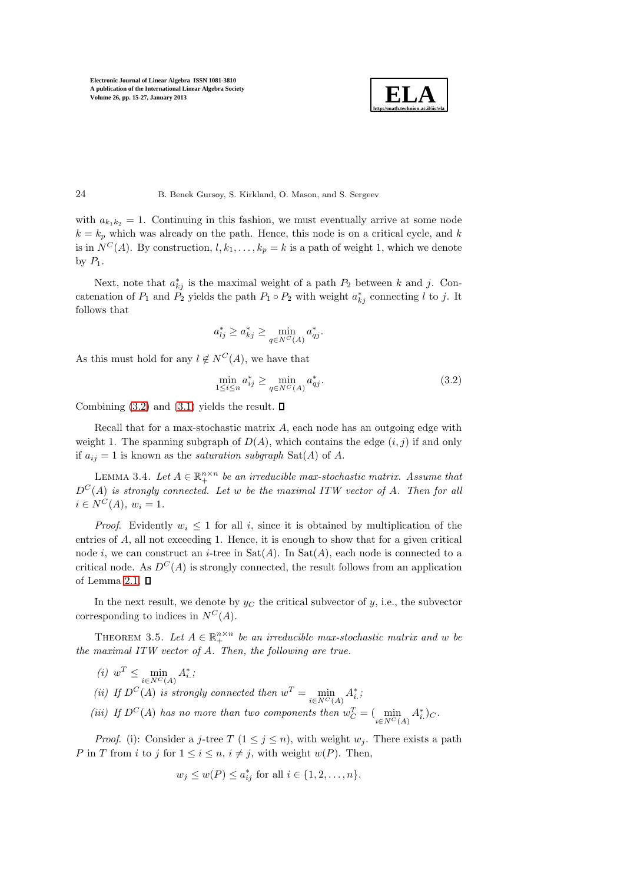with $a_{k_1k_2} = 1$. Continuing in this fashion, we must eventually arrive at some node $k = k_p$ which was already on the path. Hence, this node is on a critical cycle, and $k$ is in $N^C(A)$. By construction, $l, k_1, \ldots, k_p = k$ is a path of weight 1, which we denote by $P_1$.

Next, note that $a^*_{kj}$ is the maximal weight of a path $P_2$ between $k$ and $j$. Concatenation of $P_1$ and $P_2$ yields the path $P_1 \circ P_2$ with weight $a^*_{kj}$ connecting $l$ to $j$. It follows that

$$a^*_{lj} \geq a^*_{kj} \geq \min_{q \in N^C(A)} a^*_{qj}.$$

As this must hold for any $l \notin N^C(A)$, we have that

$$\min_{1 \leq i \leq n} a^*_{ij} \geq \min_{q \in N^C(A)} a^*_{qj}. \tag{3.2}$$

Combining (3.2) and (3.1) yields the result. ∎

Recall that for a max-stochastic matrix $A$, each node has an outgoing edge with weight 1. The spanning subgraph of $D(A)$, which contains the edge $(i, j)$ if and only if $a_{ij} = 1$ is known as the *saturation subgraph* $\text{Sat}(A)$ of $A$.

Lemma 3.4. *Let $A \in \mathbb{R}^{n \times n}_+$ be an irreducible max-stochastic matrix. Assume that $D^C(A)$ is strongly connected. Let $w$ be the maximal ITW vector of $A$. Then for all $i \in N^C(A)$, $w_i = 1$.*

*Proof*. Evidently $w_i \leq 1$ for all $i$, since it is obtained by multiplication of the entries of $A$, all not exceeding 1. Hence, it is enough to show that for a given critical node $i$, we can construct an $i$-tree in $\text{Sat}(A)$. In $\text{Sat}(A)$, each node is connected to a critical node. As $D^C(A)$ is strongly connected, the result follows from an application of Lemma 2.1. ∎

In the next result, we denote by $y_C$ the critical subvector of $y$, i.e., the subvector corresponding to indices in $N^C(A)$.

Theorem 3.5. *Let $A \in \mathbb{R}^{n \times n}_+$ be an irreducible max-stochastic matrix and $w$ be the maximal ITW vector of $A$. Then, the following are true.*

*(i)* $w^T \leq \min_{i \in N^C(A)} A^*_{i.}$*;*

*(ii) If $D^C(A)$ is strongly connected then* $w^T = \min_{i \in N^C(A)} A^*_{i.}$*;*

*(iii) If $D^C(A)$ has no more than two components then* $w^T_C = (\min_{i \in N^C(A)} A^*_{i.})_C$.

*Proof*. (i): Consider a $j$-tree $T$ $(1 \leq j \leq n)$, with weight $w_j$. There exists a path $P$ in $T$ from $i$ to $j$ for $1 \leq i \leq n$, $i \neq j$, with weight $w(P)$. Then,

$$w_j \leq w(P) \leq a^*_{ij} \text{ for all } i \in \{1, 2, \ldots, n\}.$$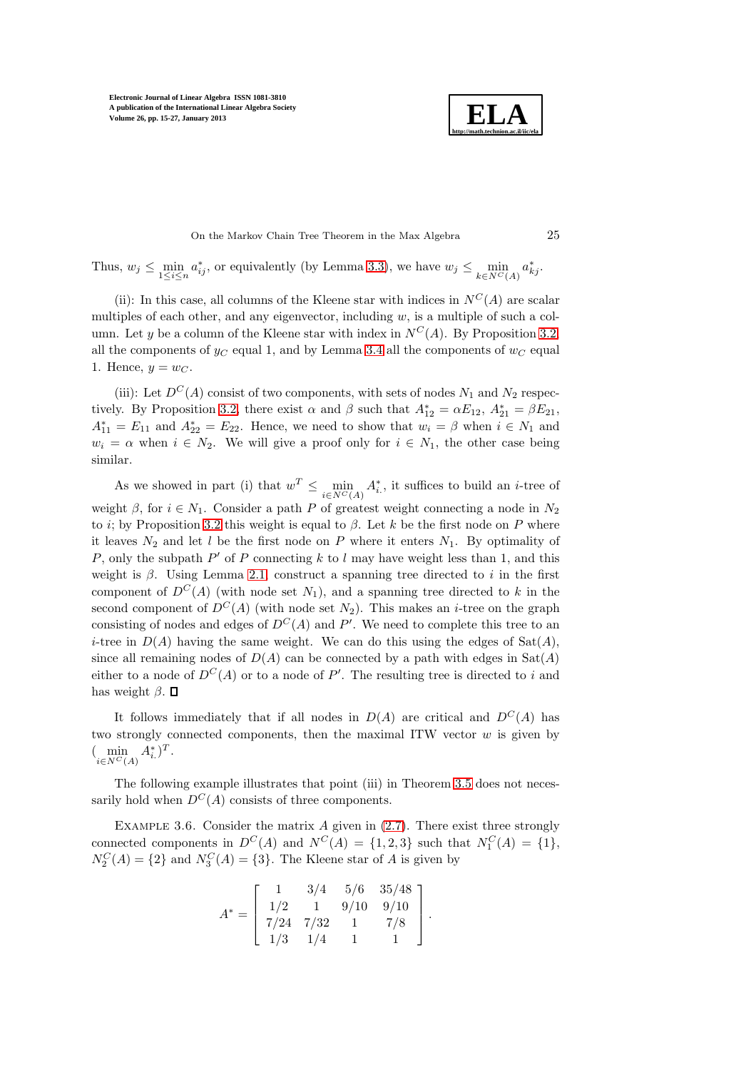Thus, $w_j \leq \min_{1 \leq i \leq n} a^*_{ij}$, or equivalently (by Lemma 3.3), we have $w_j \leq \min_{k \in N^C(A)} a^*_{kj}$.

(ii): In this case, all columns of the Kleene star with indices in $N^C(A)$ are scalar multiples of each other, and any eigenvector, including $w$, is a multiple of such a column. Let $y$ be a column of the Kleene star with index in $N^C(A)$. By Proposition 3.2, all the components of $y_C$ equal 1, and by Lemma 3.4 all the components of $w_C$ equal 1. Hence, $y = w_C$.

(iii): Let $D^C(A)$ consist of two components, with sets of nodes $N_1$ and $N_2$ respectively. By Proposition 3.2, there exist $\alpha$ and $\beta$ such that $A^*_{12} = \alpha E_{12}$, $A^*_{21} = \beta E_{21}$, $A^*_{11} = E_{11}$ and $A^*_{22} = E_{22}$. Hence, we need to show that $w_i = \beta$ when $i \in N_1$ and $w_i = \alpha$ when $i \in N_2$. We will give a proof only for $i \in N_1$, the other case being similar.

As we showed in part (i) that $w^T \leq \min_{i \in N^C(A)} A^*_{i\cdot}$, it suffices to build an $i$-tree of weight $\beta$, for $i \in N_1$. Consider a path $P$ of greatest weight connecting a node in $N_2$ to $i$; by Proposition 3.2 this weight is equal to $\beta$. Let $k$ be the first node on $P$ where it leaves $N_2$ and let $l$ be the first node on $P$ where it enters $N_1$. By optimality of $P$, only the subpath $P'$ of $P$ connecting $k$ to $l$ may have weight less than 1, and this weight is $\beta$. Using Lemma 2.1, construct a spanning tree directed to $i$ in the first component of $D^C(A)$ (with node set $N_1$), and a spanning tree directed to $k$ in the second component of $D^C(A)$ (with node set $N_2$). This makes an $i$-tree on the graph consisting of nodes and edges of $D^C(A)$ and $P'$. We need to complete this tree to an $i$-tree in $D(A)$ having the same weight. We can do this using the edges of $\text{Sat}(A)$, since all remaining nodes of $D(A)$ can be connected by a path with edges in $\text{Sat}(A)$ either to a node of $D^C(A)$ or to a node of $P'$. The resulting tree is directed to $i$ and has weight $\beta$. $\square$

It follows immediately that if all nodes in $D(A)$ are critical and $D^C(A)$ has two strongly connected components, then the maximal ITW vector $w$ is given by $(\min_{i \in N^C(A)} A^*_{i\cdot})^T$.

The following example illustrates that point (iii) in Theorem 3.5 does not necessarily hold when $D^C(A)$ consists of three components.

Example 3.6. Consider the matrix $A$ given in (2.7). There exist three strongly connected components in $D^C(A)$ and $N^C(A) = \{1, 2, 3\}$ such that $N^C_1(A) = \{1\}$, $N^C_2(A) = \{2\}$ and $N^C_3(A) = \{3\}$. The Kleene star of $A$ is given by

$$A^* = \begin{bmatrix} 1 & 3/4 & 5/6 & 35/48 \\ 1/2 & 1 & 9/10 & 9/10 \\ 7/24 & 7/32 & 1 & 7/8 \\ 1/3 & 1/4 & 1 & 1 \end{bmatrix}.$$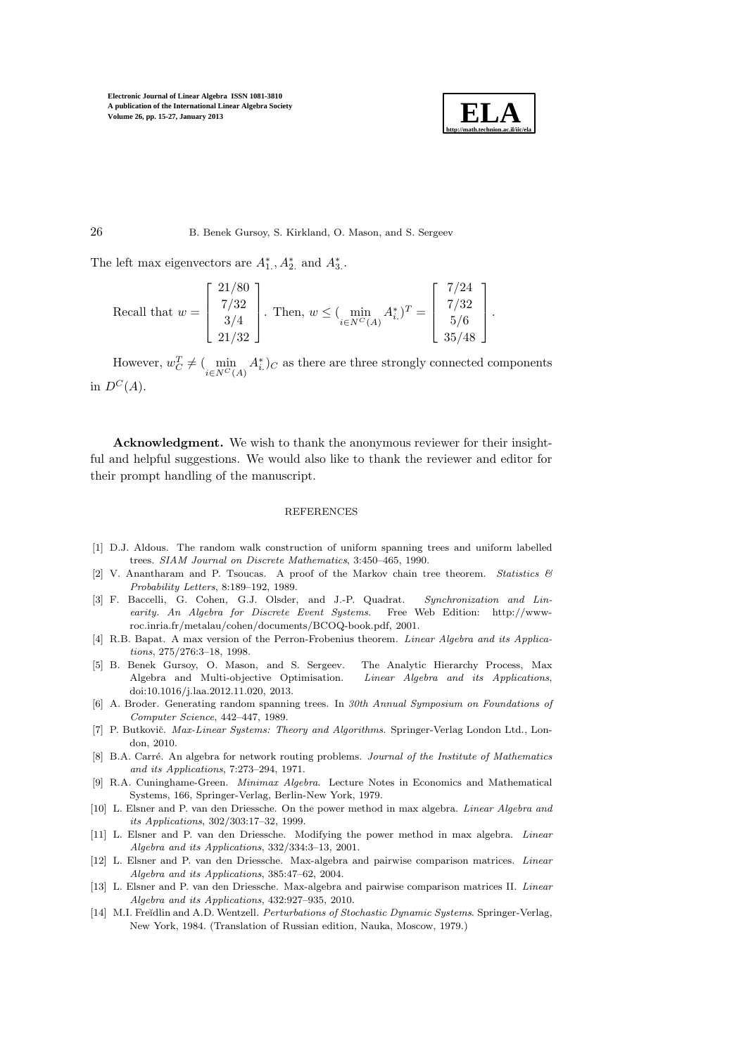The left max eigenvectors are $A^*_{1.}, A^*_{2.}$ and $A^*_{3.}$.

$$\text{Recall that } w = \begin{bmatrix} 21/80 \\ 7/32 \\ 3/4 \\ 21/32 \end{bmatrix}. \text{ Then, } w \leq (\min_{i \in N^C(A)} A^*_{i.})^T = \begin{bmatrix} 7/24 \\ 7/32 \\ 5/6 \\ 35/48 \end{bmatrix}.$$

However, $w^T_C \neq (\min_{i \in N^C(A)} A^*_{i.})_C$ as there are three strongly connected components in $D^C(A)$.

**Acknowledgment.** We wish to thank the anonymous reviewer for their insightful and helpful suggestions. We would also like to thank the reviewer and editor for their prompt handling of the manuscript.

## REFERENCES

[1] D.J. Aldous. The random walk construction of uniform spanning trees and uniform labelled trees. *SIAM Journal on Discrete Mathematics*, 3:450–465, 1990.

[2] V. Anantharam and P. Tsoucas. A proof of the Markov chain tree theorem. *Statistics & Probability Letters*, 8:189–192, 1989.

[3] F. Baccelli, G. Cohen, G.J. Olsder, and J.-P. Quadrat. *Synchronization and Linearity. An Algebra for Discrete Event Systems.* Free Web Edition: http://www-roc.inria.fr/metalau/cohen/documents/BCOQ-book.pdf, 2001.

[4] R.B. Bapat. A max version of the Perron-Frobenius theorem. *Linear Algebra and its Applications*, 275/276:3–18, 1998.

[5] B. Benek Gursoy, O. Mason, and S. Sergeev. The Analytic Hierarchy Process, Max Algebra and Multi-objective Optimisation. *Linear Algebra and its Applications*, doi:10.1016/j.laa.2012.11.020, 2013.

[6] A. Broder. Generating random spanning trees. In *30th Annual Symposium on Foundations of Computer Science*, 442–447, 1989.

[7] P. Butkovič. *Max-Linear Systems: Theory and Algorithms*. Springer-Verlag London Ltd., London, 2010.

[8] B.A. Carré. An algebra for network routing problems. *Journal of the Institute of Mathematics and its Applications*, 7:273–294, 1971.

[9] R.A. Cuninghame-Green. *Minimax Algebra*. Lecture Notes in Economics and Mathematical Systems, 166, Springer-Verlag, Berlin-New York, 1979.

[10] L. Elsner and P. van den Driessche. On the power method in max algebra. *Linear Algebra and its Applications*, 302/303:17–32, 1999.

[11] L. Elsner and P. van den Driessche. Modifying the power method in max algebra. *Linear Algebra and its Applications*, 332/334:3–13, 2001.

[12] L. Elsner and P. van den Driessche. Max-algebra and pairwise comparison matrices. *Linear Algebra and its Applications*, 385:47–62, 2004.

[13] L. Elsner and P. van den Driessche. Max-algebra and pairwise comparison matrices II. *Linear Algebra and its Applications*, 432:927–935, 2010.

[14] M.I. Freĭdlin and A.D. Wentzell. *Perturbations of Stochastic Dynamic Systems*. Springer-Verlag, New York, 1984. (Translation of Russian edition, Nauka, Moscow, 1979.)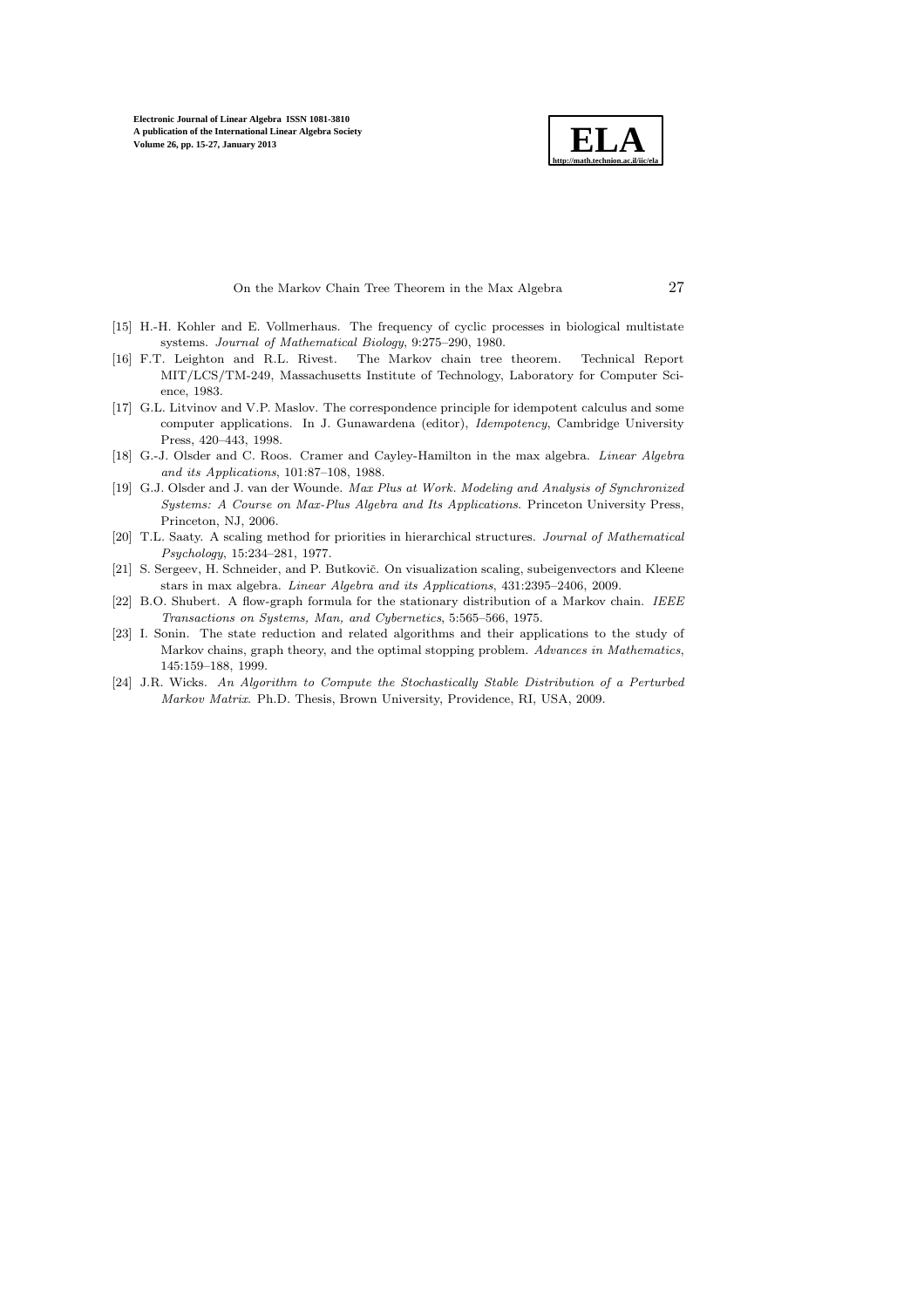[15] H.-H. Kohler and E. Vollmerhaus. The frequency of cyclic processes in biological multistate systems. *Journal of Mathematical Biology*, 9:275–290, 1980.

[16] F.T. Leighton and R.L. Rivest. The Markov chain tree theorem. Technical Report MIT/LCS/TM-249, Massachusetts Institute of Technology, Laboratory for Computer Science, 1983.

[17] G.L. Litvinov and V.P. Maslov. The correspondence principle for idempotent calculus and some computer applications. In J. Gunawardena (editor), *Idempotency*, Cambridge University Press, 420–443, 1998.

[18] G.-J. Olsder and C. Roos. Cramer and Cayley-Hamilton in the max algebra. *Linear Algebra and its Applications*, 101:87–108, 1988.

[19] G.J. Olsder and J. van der Wounde. *Max Plus at Work. Modeling and Analysis of Synchronized Systems: A Course on Max-Plus Algebra and Its Applications.* Princeton University Press, Princeton, NJ, 2006.

[20] T.L. Saaty. A scaling method for priorities in hierarchical structures. *Journal of Mathematical Psychology*, 15:234–281, 1977.

[21] S. Sergeev, H. Schneider, and P. Butkovič. On visualization scaling, subeigenvectors and Kleene stars in max algebra. *Linear Algebra and its Applications*, 431:2395–2406, 2009.

[22] B.O. Shubert. A flow-graph formula for the stationary distribution of a Markov chain. *IEEE Transactions on Systems, Man, and Cybernetics*, 5:565–566, 1975.

[23] I. Sonin. The state reduction and related algorithms and their applications to the study of Markov chains, graph theory, and the optimal stopping problem. *Advances in Mathematics*, 145:159–188, 1999.

[24] J.R. Wicks. *An Algorithm to Compute the Stochastically Stable Distribution of a Perturbed Markov Matrix.* Ph.D. Thesis, Brown University, Providence, RI, USA, 2009.